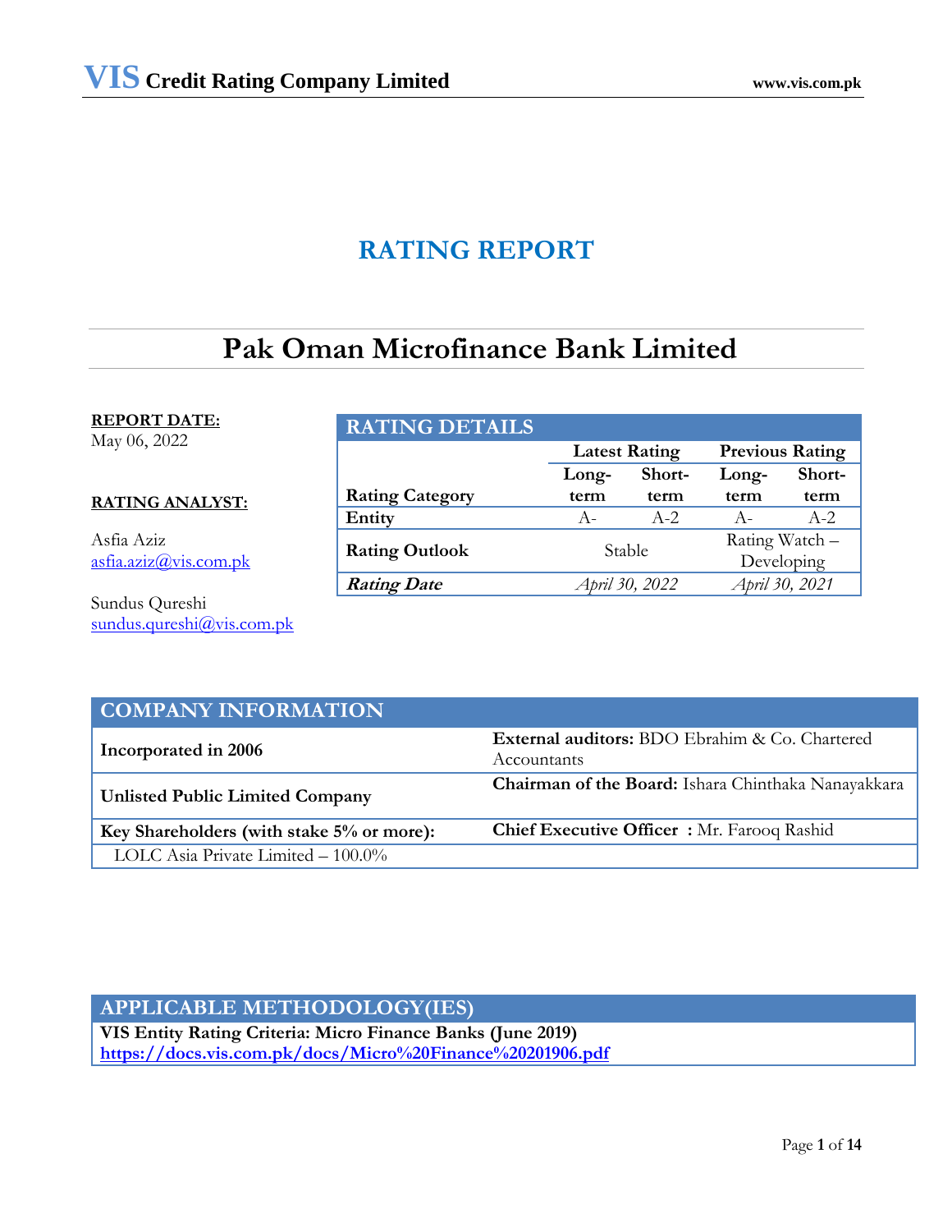# RATING REPORT

# Pak Oman Microfinance Bank Limited

**REPORT DATE:**
May 06, 2022

**RATING ANALYST:**

Asfia Aziz
asfia.aziz@vis.com.pk

Sundus Qureshi
sundus.qureshi@vis.com.pk

## RATING DETAILS

| | Latest Rating | | Previous Rating | |
|---|---|---|---|---|
| **Rating Category** | **Long-term** | **Short-term** | **Long-term** | **Short-term** |
| **Entity** | A- | A-2 | A- | A-2 |
| **Rating Outlook** | Stable | | Rating Watch – Developing | |
| ***Rating Date*** | *April 30, 2022* | | *April 30, 2021* | |

## COMPANY INFORMATION

| | |
|---|---|
| **Incorporated in 2006** | **External auditors:** BDO Ebrahim & Co. Chartered Accountants |
| **Unlisted Public Limited Company** | **Chairman of the Board:** Ishara Chinthaka Nanayakkara |
| **Key Shareholders (with stake 5% or more):** | **Chief Executive Officer :** Mr. Farooq Rashid |
| LOLC Asia Private Limited – 100.0% | |

## APPLICABLE METHODOLOGY(IES)

**VIS Entity Rating Criteria: Micro Finance Banks (June 2019)**
**https://docs.vis.com.pk/docs/Micro%20Finance%20201906.pdf**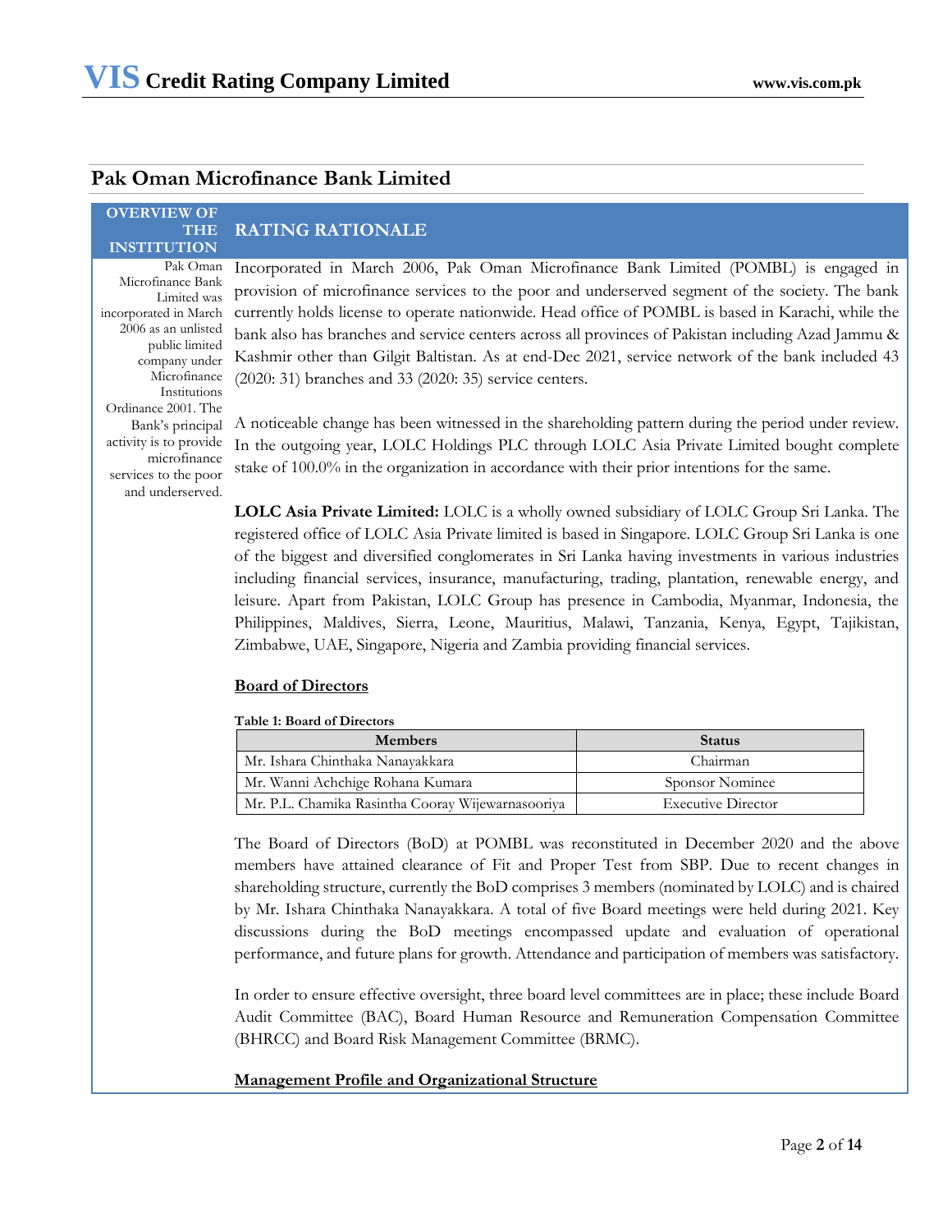## Pak Oman Microfinance Bank Limited

**OVERVIEW OF THE INSTITUTION**

Pak Oman Microfinance Bank Limited was incorporated in March 2006 as an unlisted public limited company under Microfinance Institutions Ordinance 2001. The Bank's principal activity is to provide microfinance services to the poor and underserved.

### RATING RATIONALE

Incorporated in March 2006, Pak Oman Microfinance Bank Limited (POMBL) is engaged in provision of microfinance services to the poor and underserved segment of the society. The bank currently holds license to operate nationwide. Head office of POMBL is based in Karachi, while the bank also has branches and service centers across all provinces of Pakistan including Azad Jammu & Kashmir other than Gilgit Baltistan. As at end-Dec 2021, service network of the bank included 43 (2020: 31) branches and 33 (2020: 35) service centers.

A noticeable change has been witnessed in the shareholding pattern during the period under review. In the outgoing year, LOLC Holdings PLC through LOLC Asia Private Limited bought complete stake of 100.0% in the organization in accordance with their prior intentions for the same.

**LOLC Asia Private Limited:** LOLC is a wholly owned subsidiary of LOLC Group Sri Lanka. The registered office of LOLC Asia Private limited is based in Singapore. LOLC Group Sri Lanka is one of the biggest and diversified conglomerates in Sri Lanka having investments in various industries including financial services, insurance, manufacturing, trading, plantation, renewable energy, and leisure. Apart from Pakistan, LOLC Group has presence in Cambodia, Myanmar, Indonesia, the Philippines, Maldives, Sierra, Leone, Mauritius, Malawi, Tanzania, Kenya, Egypt, Tajikistan, Zimbabwe, UAE, Singapore, Nigeria and Zambia providing financial services.

**Board of Directors**

**Table 1: Board of Directors**

| Members | Status |
|---|---|
| Mr. Ishara Chinthaka Nanayakkara | Chairman |
| Mr. Wanni Achchige Rohana Kumara | Sponsor Nominee |
| Mr. P.L. Chamika Rasintha Cooray Wijewarnasooriya | Executive Director |

The Board of Directors (BoD) at POMBL was reconstituted in December 2020 and the above members have attained clearance of Fit and Proper Test from SBP. Due to recent changes in shareholding structure, currently the BoD comprises 3 members (nominated by LOLC) and is chaired by Mr. Ishara Chinthaka Nanayakkara. A total of five Board meetings were held during 2021. Key discussions during the BoD meetings encompassed update and evaluation of operational performance, and future plans for growth. Attendance and participation of members was satisfactory.

In order to ensure effective oversight, three board level committees are in place; these include Board Audit Committee (BAC), Board Human Resource and Remuneration Compensation Committee (BHRCC) and Board Risk Management Committee (BRMC).

**Management Profile and Organizational Structure**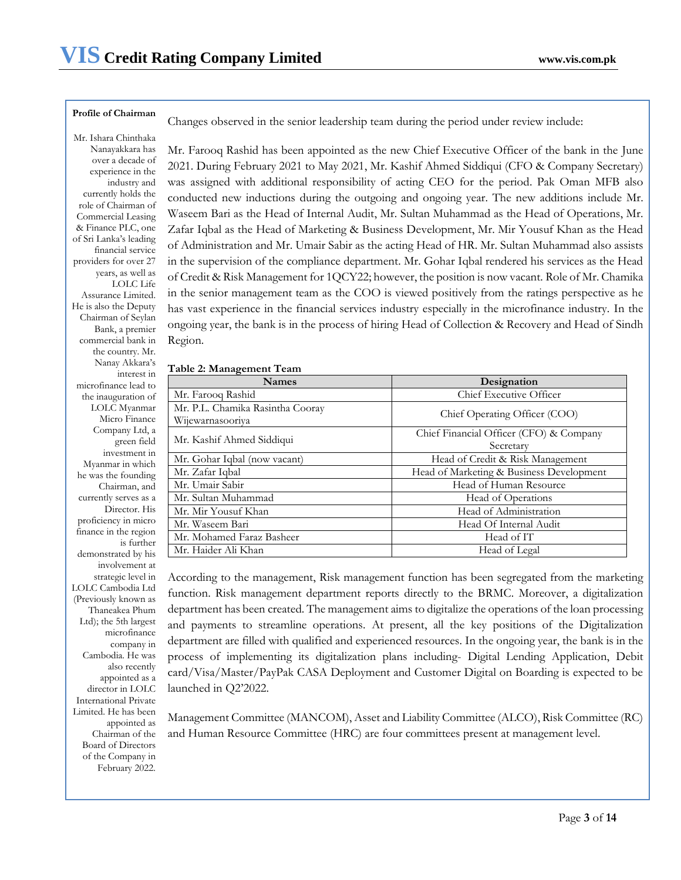**Profile of Chairman**

Mr. Ishara Chinthaka Nanayakkara has over a decade of experience in the industry and currently holds the role of Chairman of Commercial Leasing & Finance PLC, one of Sri Lanka's leading financial service providers for over 27 years, as well as LOLC Life Assurance Limited. He is also the Deputy Chairman of Seylan Bank, a premier commercial bank in the country. Mr. Nanay Akkara's interest in microfinance lead to the inauguration of LOLC Myanmar Micro Finance Company Ltd, a green field investment in Myanmar in which he was the founding Chairman, and currently serves as a Director. His proficiency in micro finance in the region is further demonstrated by his involvement at strategic level in LOLC Cambodia Ltd (Previously known as Thaneakea Phum Ltd); the 5th largest microfinance company in Cambodia. He was also recently appointed as a director in LOLC International Private Limited. He has been appointed as Chairman of the Board of Directors of the Company in February 2022.

Changes observed in the senior leadership team during the period under review include:

Mr. Farooq Rashid has been appointed as the new Chief Executive Officer of the bank in the June 2021. During February 2021 to May 2021, Mr. Kashif Ahmed Siddiqui (CFO & Company Secretary) was assigned with additional responsibility of acting CEO for the period. Pak Oman MFB also conducted new inductions during the outgoing and ongoing year. The new additions include Mr. Waseem Bari as the Head of Internal Audit, Mr. Sultan Muhammad as the Head of Operations, Mr. Zafar Iqbal as the Head of Marketing & Business Development, Mr. Mir Yousuf Khan as the Head of Administration and Mr. Umair Sabir as the acting Head of HR. Mr. Sultan Muhammad also assists in the supervision of the compliance department. Mr. Gohar Iqbal rendered his services as the Head of Credit & Risk Management for 1QCY22; however, the position is now vacant. Role of Mr. Chamika in the senior management team as the COO is viewed positively from the ratings perspective as he has vast experience in the financial services industry especially in the microfinance industry. In the ongoing year, the bank is in the process of hiring Head of Collection & Recovery and Head of Sindh Region.

**Table 2: Management Team**

| Names | Designation |
|---|---|
| Mr. Farooq Rashid | Chief Executive Officer |
| Mr. P.L. Chamika Rasintha Cooray Wijewarnasooriya | Chief Operating Officer (COO) |
| Mr. Kashif Ahmed Siddiqui | Chief Financial Officer (CFO) & Company Secretary |
| Mr. Gohar Iqbal (now vacant) | Head of Credit & Risk Management |
| Mr. Zafar Iqbal | Head of Marketing & Business Development |
| Mr. Umair Sabir | Head of Human Resource |
| Mr. Sultan Muhammad | Head of Operations |
| Mr. Mir Yousuf Khan | Head of Administration |
| Mr. Waseem Bari | Head Of Internal Audit |
| Mr. Mohamed Faraz Basheer | Head of IT |
| Mr. Haider Ali Khan | Head of Legal |

According to the management, Risk management function has been segregated from the marketing function. Risk management department reports directly to the BRMC. Moreover, a digitalization department has been created. The management aims to digitalize the operations of the loan processing and payments to streamline operations. At present, all the key positions of the Digitalization department are filled with qualified and experienced resources. In the ongoing year, the bank is in the process of implementing its digitalization plans including- Digital Lending Application, Debit card/Visa/Master/PayPak CASA Deployment and Customer Digital on Boarding is expected to be launched in Q2'2022.

Management Committee (MANCOM), Asset and Liability Committee (ALCO), Risk Committee (RC) and Human Resource Committee (HRC) are four committees present at management level.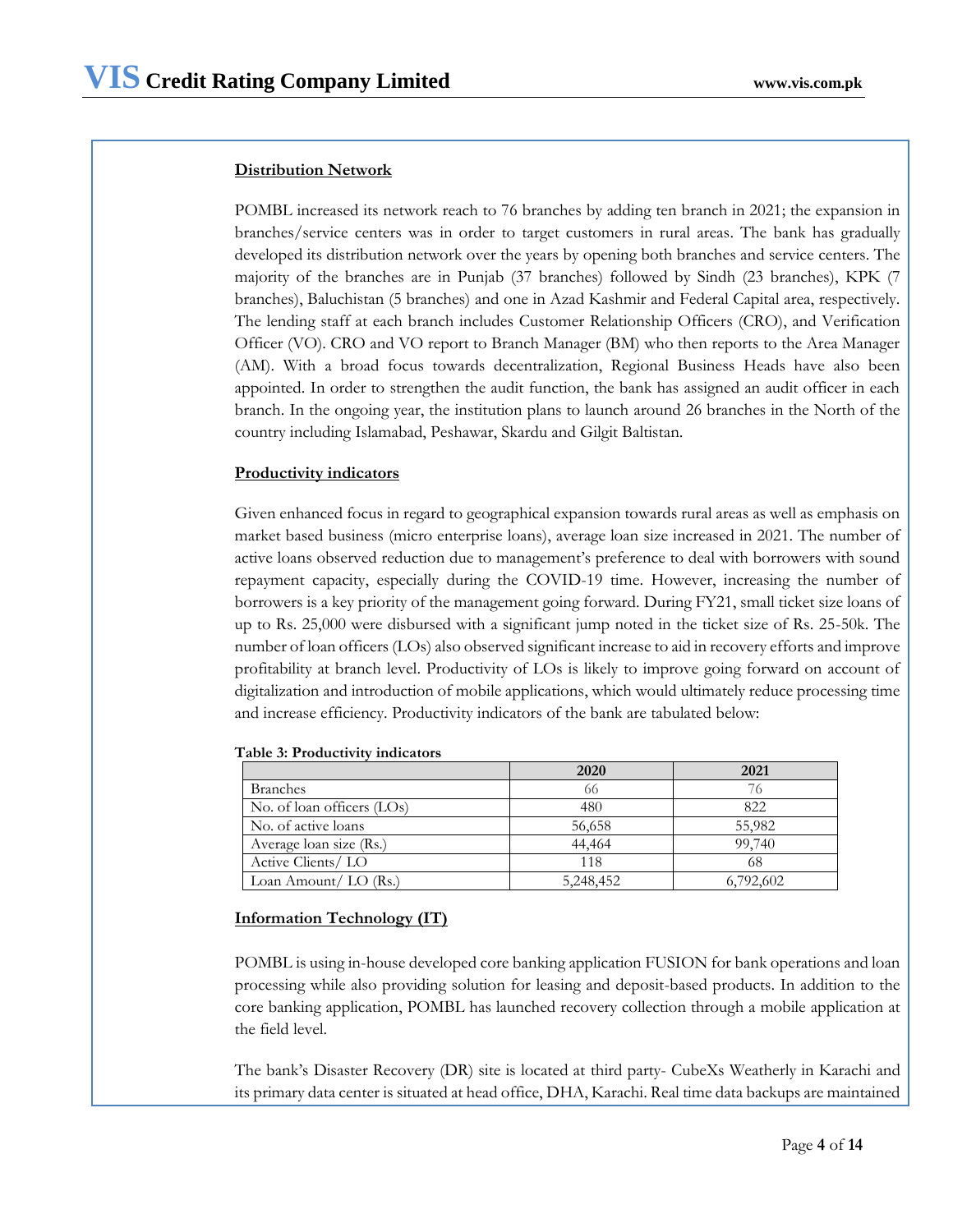## Distribution Network

POMBL increased its network reach to 76 branches by adding ten branch in 2021; the expansion in branches/service centers was in order to target customers in rural areas. The bank has gradually developed its distribution network over the years by opening both branches and service centers. The majority of the branches are in Punjab (37 branches) followed by Sindh (23 branches), KPK (7 branches), Baluchistan (5 branches) and one in Azad Kashmir and Federal Capital area, respectively. The lending staff at each branch includes Customer Relationship Officers (CRO), and Verification Officer (VO). CRO and VO report to Branch Manager (BM) who then reports to the Area Manager (AM). With a broad focus towards decentralization, Regional Business Heads have also been appointed. In order to strengthen the audit function, the bank has assigned an audit officer in each branch. In the ongoing year, the institution plans to launch around 26 branches in the North of the country including Islamabad, Peshawar, Skardu and Gilgit Baltistan.

## Productivity indicators

Given enhanced focus in regard to geographical expansion towards rural areas as well as emphasis on market based business (micro enterprise loans), average loan size increased in 2021. The number of active loans observed reduction due to management's preference to deal with borrowers with sound repayment capacity, especially during the COVID-19 time. However, increasing the number of borrowers is a key priority of the management going forward. During FY21, small ticket size loans of up to Rs. 25,000 were disbursed with a significant jump noted in the ticket size of Rs. 25-50k. The number of loan officers (LOs) also observed significant increase to aid in recovery efforts and improve profitability at branch level. Productivity of LOs is likely to improve going forward on account of digitalization and introduction of mobile applications, which would ultimately reduce processing time and increase efficiency. Productivity indicators of the bank are tabulated below:

**Table 3: Productivity indicators**

| | 2020 | 2021 |
|---|---|---|
| Branches | 66 | 76 |
| No. of loan officers (LOs) | 480 | 822 |
| No. of active loans | 56,658 | 55,982 |
| Average loan size (Rs.) | 44,464 | 99,740 |
| Active Clients/ LO | 118 | 68 |
| Loan Amount/ LO (Rs.) | 5,248,452 | 6,792,602 |

## Information Technology (IT)

POMBL is using in-house developed core banking application FUSION for bank operations and loan processing while also providing solution for leasing and deposit-based products. In addition to the core banking application, POMBL has launched recovery collection through a mobile application at the field level.

The bank's Disaster Recovery (DR) site is located at third party- CubeXs Weatherly in Karachi and its primary data center is situated at head office, DHA, Karachi. Real time data backups are maintained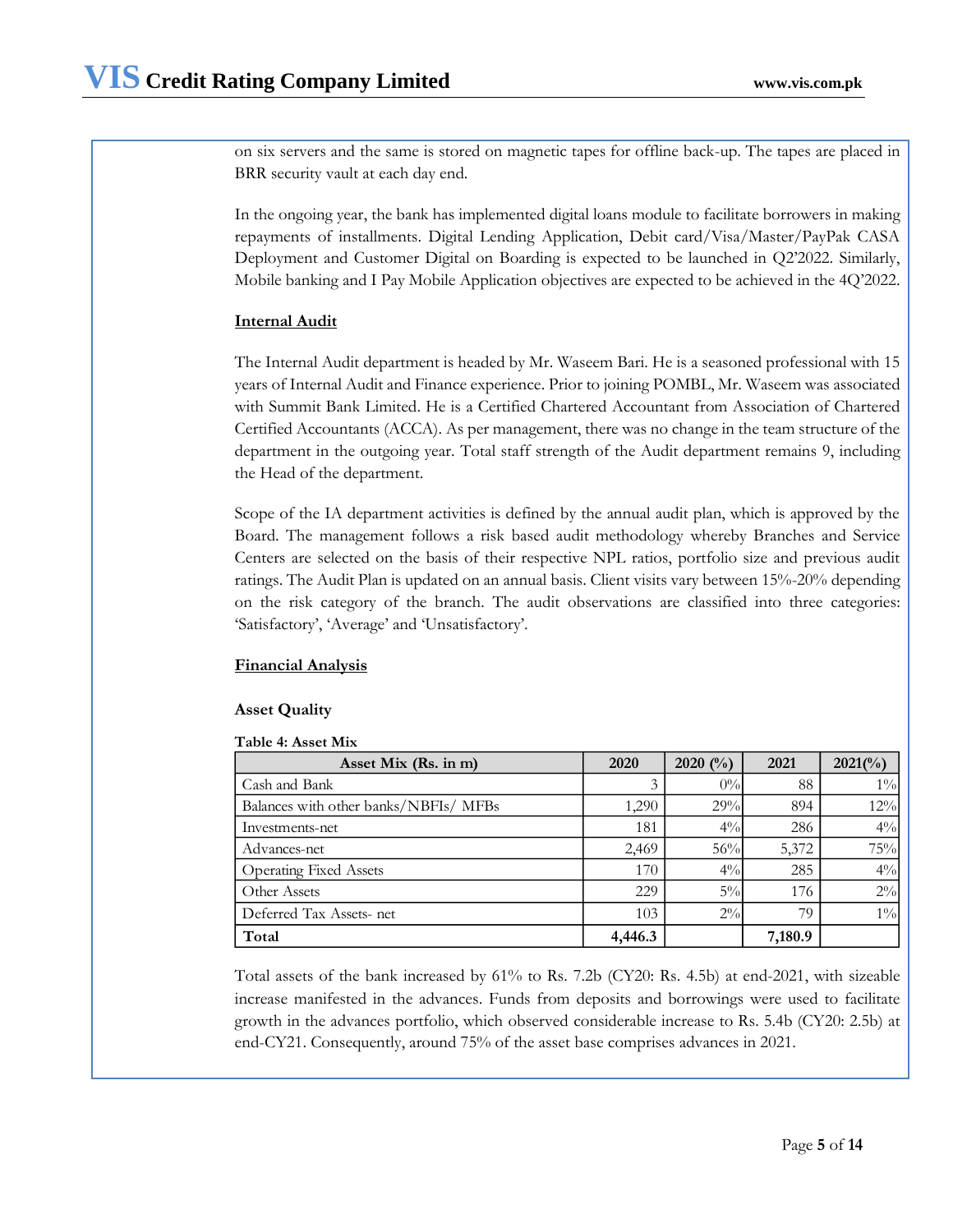on six servers and the same is stored on magnetic tapes for offline back-up. The tapes are placed in BRR security vault at each day end.

In the ongoing year, the bank has implemented digital loans module to facilitate borrowers in making repayments of installments. Digital Lending Application, Debit card/Visa/Master/PayPak CASA Deployment and Customer Digital on Boarding is expected to be launched in Q2'2022. Similarly, Mobile banking and I Pay Mobile Application objectives are expected to be achieved in the 4Q'2022.

**Internal Audit**

The Internal Audit department is headed by Mr. Waseem Bari. He is a seasoned professional with 15 years of Internal Audit and Finance experience. Prior to joining POMBL, Mr. Waseem was associated with Summit Bank Limited. He is a Certified Chartered Accountant from Association of Chartered Certified Accountants (ACCA). As per management, there was no change in the team structure of the department in the outgoing year. Total staff strength of the Audit department remains 9, including the Head of the department.

Scope of the IA department activities is defined by the annual audit plan, which is approved by the Board. The management follows a risk based audit methodology whereby Branches and Service Centers are selected on the basis of their respective NPL ratios, portfolio size and previous audit ratings. The Audit Plan is updated on an annual basis. Client visits vary between 15%-20% depending on the risk category of the branch. The audit observations are classified into three categories: 'Satisfactory', 'Average' and 'Unsatisfactory'.

**Financial Analysis**

**Asset Quality**

**Table 4: Asset Mix**

| Asset Mix (Rs. in m) | 2020 | 2020 (%) | 2021 | 2021(%) |
|---|---|---|---|---|
| Cash and Bank | 3 | 0% | 88 | 1% |
| Balances with other banks/NBFIs/ MFBs | 1,290 | 29% | 894 | 12% |
| Investments-net | 181 | 4% | 286 | 4% |
| Advances-net | 2,469 | 56% | 5,372 | 75% |
| Operating Fixed Assets | 170 | 4% | 285 | 4% |
| Other Assets | 229 | 5% | 176 | 2% |
| Deferred Tax Assets- net | 103 | 2% | 79 | 1% |
| **Total** | **4,446.3** | | **7,180.9** | |

Total assets of the bank increased by 61% to Rs. 7.2b (CY20: Rs. 4.5b) at end-2021, with sizeable increase manifested in the advances. Funds from deposits and borrowings were used to facilitate growth in the advances portfolio, which observed considerable increase to Rs. 5.4b (CY20: 2.5b) at end-CY21. Consequently, around 75% of the asset base comprises advances in 2021.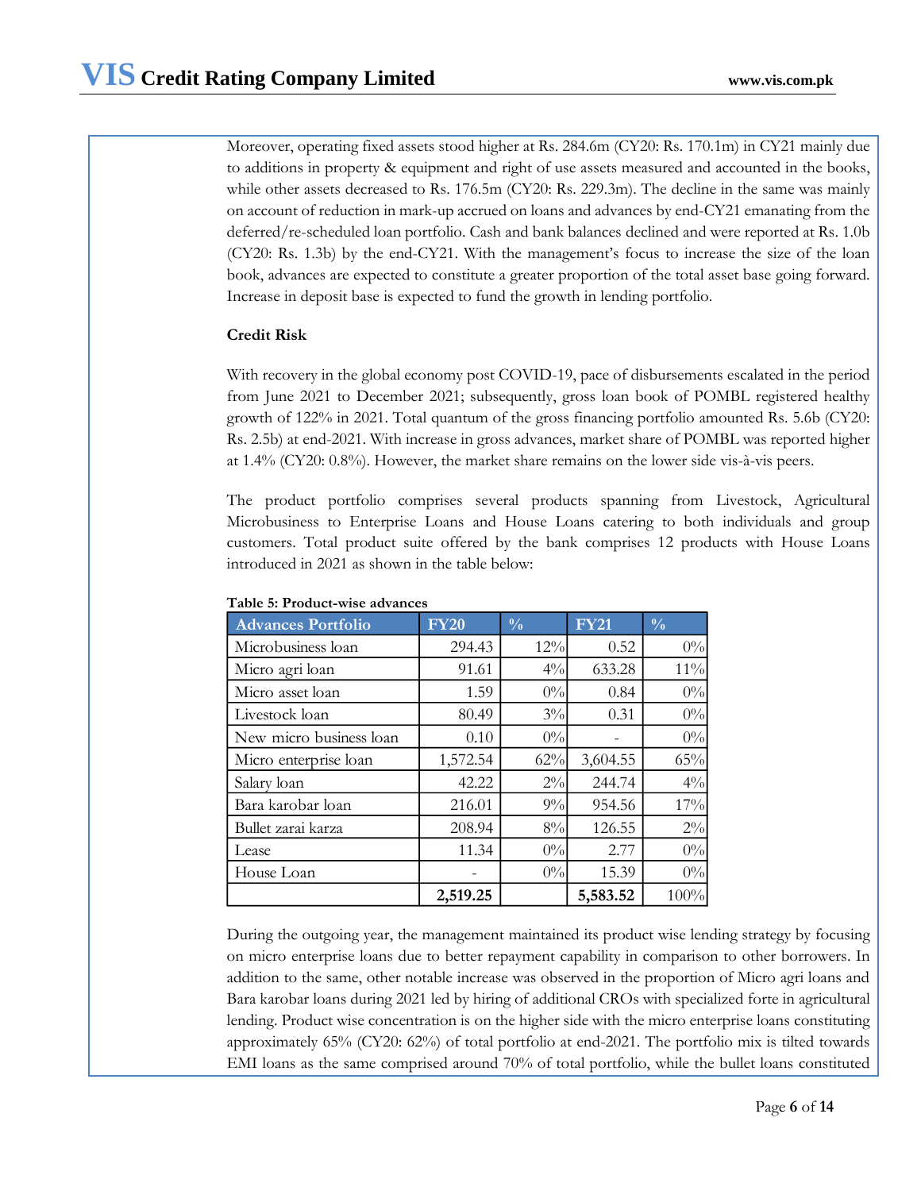Moreover, operating fixed assets stood higher at Rs. 284.6m (CY20: Rs. 170.1m) in CY21 mainly due to additions in property & equipment and right of use assets measured and accounted in the books, while other assets decreased to Rs. 176.5m (CY20: Rs. 229.3m). The decline in the same was mainly on account of reduction in mark-up accrued on loans and advances by end-CY21 emanating from the deferred/re-scheduled loan portfolio. Cash and bank balances declined and were reported at Rs. 1.0b (CY20: Rs. 1.3b) by the end-CY21. With the management's focus to increase the size of the loan book, advances are expected to constitute a greater proportion of the total asset base going forward. Increase in deposit base is expected to fund the growth in lending portfolio.

**Credit Risk**

With recovery in the global economy post COVID-19, pace of disbursements escalated in the period from June 2021 to December 2021; subsequently, gross loan book of POMBL registered healthy growth of 122% in 2021. Total quantum of the gross financing portfolio amounted Rs. 5.6b (CY20: Rs. 2.5b) at end-2021. With increase in gross advances, market share of POMBL was reported higher at 1.4% (CY20: 0.8%). However, the market share remains on the lower side vis-à-vis peers.

The product portfolio comprises several products spanning from Livestock, Agricultural Microbusiness to Enterprise Loans and House Loans catering to both individuals and group customers. Total product suite offered by the bank comprises 12 products with House Loans introduced in 2021 as shown in the table below:

**Table 5: Product-wise advances**

| Advances Portfolio | FY20 | % | FY21 | % |
|---|---|---|---|---|
| Microbusiness loan | 294.43 | 12% | 0.52 | 0% |
| Micro agri loan | 91.61 | 4% | 633.28 | 11% |
| Micro asset loan | 1.59 | 0% | 0.84 | 0% |
| Livestock loan | 80.49 | 3% | 0.31 | 0% |
| New micro business loan | 0.10 | 0% | - | 0% |
| Micro enterprise loan | 1,572.54 | 62% | 3,604.55 | 65% |
| Salary loan | 42.22 | 2% | 244.74 | 4% |
| Bara karobar loan | 216.01 | 9% | 954.56 | 17% |
| Bullet zarai karza | 208.94 | 8% | 126.55 | 2% |
| Lease | 11.34 | 0% | 2.77 | 0% |
| House Loan | - | 0% | 15.39 | 0% |
| | **2,519.25** | | **5,583.52** | 100% |

During the outgoing year, the management maintained its product wise lending strategy by focusing on micro enterprise loans due to better repayment capability in comparison to other borrowers. In addition to the same, other notable increase was observed in the proportion of Micro agri loans and Bara karobar loans during 2021 led by hiring of additional CROs with specialized forte in agricultural lending. Product wise concentration is on the higher side with the micro enterprise loans constituting approximately 65% (CY20: 62%) of total portfolio at end-2021. The portfolio mix is tilted towards EMI loans as the same comprised around 70% of total portfolio, while the bullet loans constituted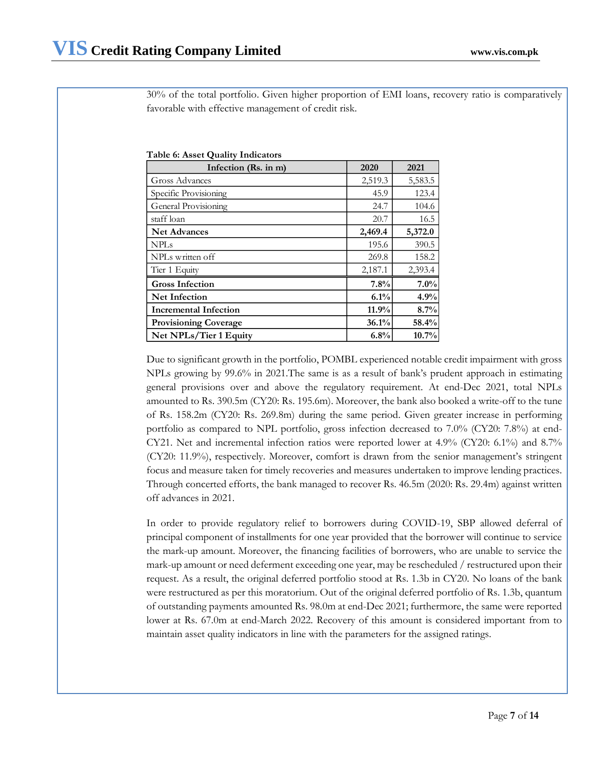30% of the total portfolio. Given higher proportion of EMI loans, recovery ratio is comparatively favorable with effective management of credit risk.

**Table 6: Asset Quality Indicators**

| Infection (Rs. in m) | 2020 | 2021 |
|---|---|---|
| Gross Advances | 2,519.3 | 5,583.5 |
| Specific Provisioning | 45.9 | 123.4 |
| General Provisioning | 24.7 | 104.6 |
| staff loan | 20.7 | 16.5 |
| **Net Advances** | **2,469.4** | **5,372.0** |
| NPLs | 195.6 | 390.5 |
| NPLs written off | 269.8 | 158.2 |
| Tier 1 Equity | 2,187.1 | 2,393.4 |
| **Gross Infection** | **7.8%** | **7.0%** |
| **Net Infection** | **6.1%** | **4.9%** |
| **Incremental Infection** | **11.9%** | **8.7%** |
| **Provisioning Coverage** | **36.1%** | **58.4%** |
| **Net NPLs/Tier 1 Equity** | **6.8%** | **10.7%** |

Due to significant growth in the portfolio, POMBL experienced notable credit impairment with gross NPLs growing by 99.6% in 2021.The same is as a result of bank's prudent approach in estimating general provisions over and above the regulatory requirement. At end-Dec 2021, total NPLs amounted to Rs. 390.5m (CY20: Rs. 195.6m). Moreover, the bank also booked a write-off to the tune of Rs. 158.2m (CY20: Rs. 269.8m) during the same period. Given greater increase in performing portfolio as compared to NPL portfolio, gross infection decreased to 7.0% (CY20: 7.8%) at end-CY21. Net and incremental infection ratios were reported lower at 4.9% (CY20: 6.1%) and 8.7% (CY20: 11.9%), respectively. Moreover, comfort is drawn from the senior management's stringent focus and measure taken for timely recoveries and measures undertaken to improve lending practices. Through concerted efforts, the bank managed to recover Rs. 46.5m (2020: Rs. 29.4m) against written off advances in 2021.

In order to provide regulatory relief to borrowers during COVID-19, SBP allowed deferral of principal component of installments for one year provided that the borrower will continue to service the mark-up amount. Moreover, the financing facilities of borrowers, who are unable to service the mark-up amount or need deferment exceeding one year, may be rescheduled / restructured upon their request. As a result, the original deferred portfolio stood at Rs. 1.3b in CY20. No loans of the bank were restructured as per this moratorium. Out of the original deferred portfolio of Rs. 1.3b, quantum of outstanding payments amounted Rs. 98.0m at end-Dec 2021; furthermore, the same were reported lower at Rs. 67.0m at end-March 2022. Recovery of this amount is considered important from to maintain asset quality indicators in line with the parameters for the assigned ratings.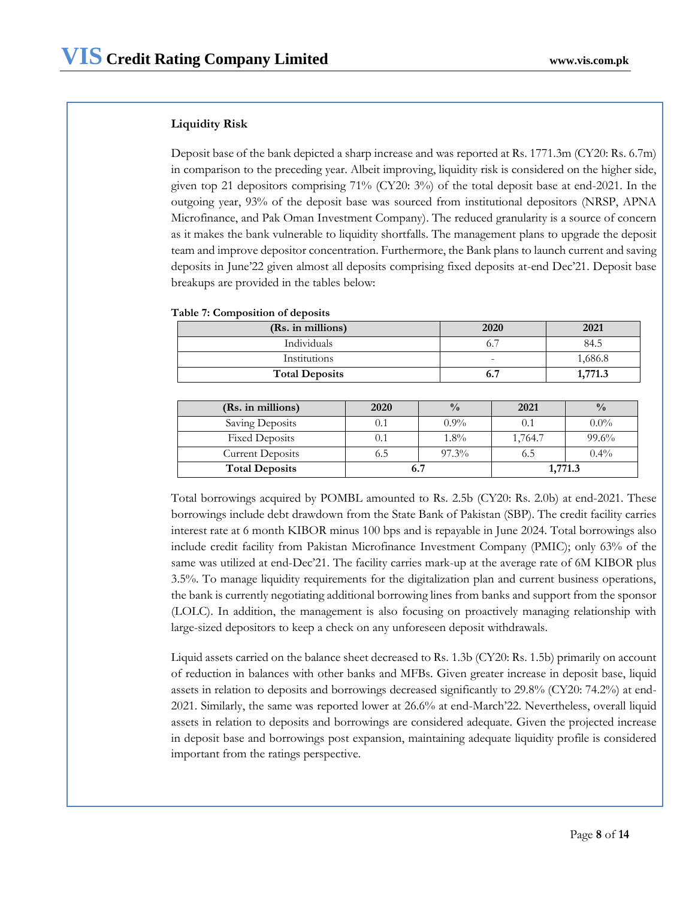### Liquidity Risk

Deposit base of the bank depicted a sharp increase and was reported at Rs. 1771.3m (CY20: Rs. 6.7m) in comparison to the preceding year. Albeit improving, liquidity risk is considered on the higher side, given top 21 depositors comprising 71% (CY20: 3%) of the total deposit base at end-2021. In the outgoing year, 93% of the deposit base was sourced from institutional depositors (NRSP, APNA Microfinance, and Pak Oman Investment Company). The reduced granularity is a source of concern as it makes the bank vulnerable to liquidity shortfalls. The management plans to upgrade the deposit team and improve depositor concentration. Furthermore, the Bank plans to launch current and saving deposits in June'22 given almost all deposits comprising fixed deposits at-end Dec'21. Deposit base breakups are provided in the tables below:

**Table 7: Composition of deposits**

| (Rs. in millions) | 2020 | 2021 |
|---|---|---|
| Individuals | 6.7 | 84.5 |
| Institutions | - | 1,686.8 |
| **Total Deposits** | **6.7** | **1,771.3** |

| (Rs. in millions) | 2020 | % | 2021 | % |
|---|---|---|---|---|
| Saving Deposits | 0.1 | 0.9% | 0.1 | 0.0% |
| Fixed Deposits | 0.1 | 1.8% | 1,764.7 | 99.6% |
| Current Deposits | 6.5 | 97.3% | 6.5 | 0.4% |
| **Total Deposits** | **6.7** | | **1,771.3** | |

Total borrowings acquired by POMBL amounted to Rs. 2.5b (CY20: Rs. 2.0b) at end-2021. These borrowings include debt drawdown from the State Bank of Pakistan (SBP). The credit facility carries interest rate at 6 month KIBOR minus 100 bps and is repayable in June 2024. Total borrowings also include credit facility from Pakistan Microfinance Investment Company (PMIC); only 63% of the same was utilized at end-Dec'21. The facility carries mark-up at the average rate of 6M KIBOR plus 3.5%. To manage liquidity requirements for the digitalization plan and current business operations, the bank is currently negotiating additional borrowing lines from banks and support from the sponsor (LOLC). In addition, the management is also focusing on proactively managing relationship with large-sized depositors to keep a check on any unforeseen deposit withdrawals.

Liquid assets carried on the balance sheet decreased to Rs. 1.3b (CY20: Rs. 1.5b) primarily on account of reduction in balances with other banks and MFBs. Given greater increase in deposit base, liquid assets in relation to deposits and borrowings decreased significantly to 29.8% (CY20: 74.2%) at end-2021. Similarly, the same was reported lower at 26.6% at end-March'22. Nevertheless, overall liquid assets in relation to deposits and borrowings are considered adequate. Given the projected increase in deposit base and borrowings post expansion, maintaining adequate liquidity profile is considered important from the ratings perspective.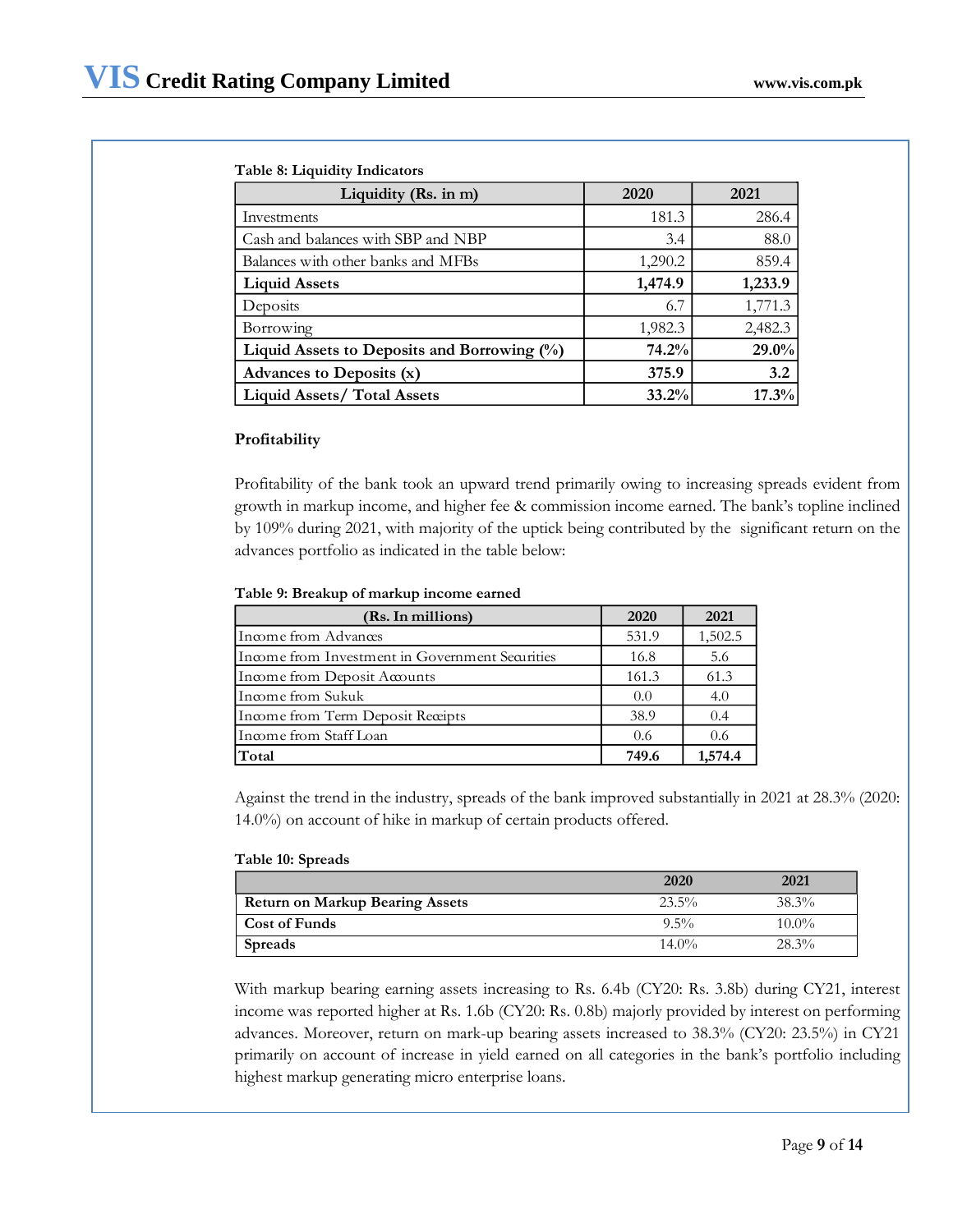**Table 8: Liquidity Indicators**

| Liquidity (Rs. in m) | 2020 | 2021 |
|---|---|---|
| Investments | 181.3 | 286.4 |
| Cash and balances with SBP and NBP | 3.4 | 88.0 |
| Balances with other banks and MFBs | 1,290.2 | 859.4 |
| **Liquid Assets** | **1,474.9** | **1,233.9** |
| Deposits | 6.7 | 1,771.3 |
| Borrowing | 1,982.3 | 2,482.3 |
| **Liquid Assets to Deposits and Borrowing (%)** | **74.2%** | **29.0%** |
| **Advances to Deposits (x)** | **375.9** | **3.2** |
| **Liquid Assets/ Total Assets** | **33.2%** | **17.3%** |

**Profitability**

Profitability of the bank took an upward trend primarily owing to increasing spreads evident from growth in markup income, and higher fee & commission income earned. The bank's topline inclined by 109% during 2021, with majority of the uptick being contributed by the significant return on the advances portfolio as indicated in the table below:

**Table 9: Breakup of markup income earned**

| (Rs. In millions) | 2020 | 2021 |
|---|---|---|
| Income from Advances | 531.9 | 1,502.5 |
| Income from Investment in Government Securities | 16.8 | 5.6 |
| Income from Deposit Accounts | 161.3 | 61.3 |
| Income from Sukuk | 0.0 | 4.0 |
| Income from Term Deposit Receipts | 38.9 | 0.4 |
| Income from Staff Loan | 0.6 | 0.6 |
| **Total** | **749.6** | **1,574.4** |

Against the trend in the industry, spreads of the bank improved substantially in 2021 at 28.3% (2020: 14.0%) on account of hike in markup of certain products offered.

**Table 10: Spreads**

| | 2020 | 2021 |
|---|---|---|
| **Return on Markup Bearing Assets** | 23.5% | 38.3% |
| **Cost of Funds** | 9.5% | 10.0% |
| **Spreads** | 14.0% | 28.3% |

With markup bearing earning assets increasing to Rs. 6.4b (CY20: Rs. 3.8b) during CY21, interest income was reported higher at Rs. 1.6b (CY20: Rs. 0.8b) majorly provided by interest on performing advances. Moreover, return on mark-up bearing assets increased to 38.3% (CY20: 23.5%) in CY21 primarily on account of increase in yield earned on all categories in the bank's portfolio including highest markup generating micro enterprise loans.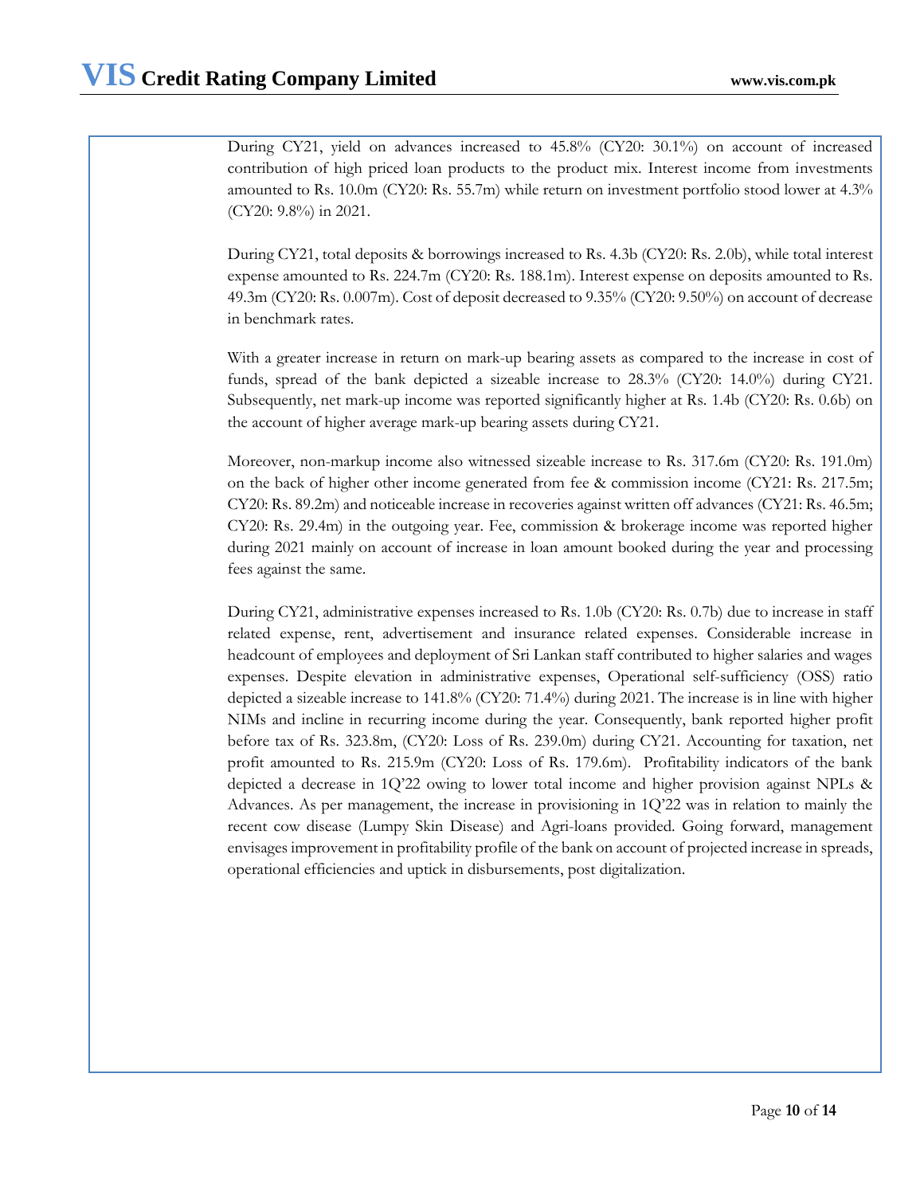During CY21, yield on advances increased to 45.8% (CY20: 30.1%) on account of increased contribution of high priced loan products to the product mix. Interest income from investments amounted to Rs. 10.0m (CY20: Rs. 55.7m) while return on investment portfolio stood lower at 4.3% (CY20: 9.8%) in 2021.

During CY21, total deposits & borrowings increased to Rs. 4.3b (CY20: Rs. 2.0b), while total interest expense amounted to Rs. 224.7m (CY20: Rs. 188.1m). Interest expense on deposits amounted to Rs. 49.3m (CY20: Rs. 0.007m). Cost of deposit decreased to 9.35% (CY20: 9.50%) on account of decrease in benchmark rates.

With a greater increase in return on mark-up bearing assets as compared to the increase in cost of funds, spread of the bank depicted a sizeable increase to 28.3% (CY20: 14.0%) during CY21. Subsequently, net mark-up income was reported significantly higher at Rs. 1.4b (CY20: Rs. 0.6b) on the account of higher average mark-up bearing assets during CY21.

Moreover, non-markup income also witnessed sizeable increase to Rs. 317.6m (CY20: Rs. 191.0m) on the back of higher other income generated from fee & commission income (CY21: Rs. 217.5m; CY20: Rs. 89.2m) and noticeable increase in recoveries against written off advances (CY21: Rs. 46.5m; CY20: Rs. 29.4m) in the outgoing year. Fee, commission & brokerage income was reported higher during 2021 mainly on account of increase in loan amount booked during the year and processing fees against the same.

During CY21, administrative expenses increased to Rs. 1.0b (CY20: Rs. 0.7b) due to increase in staff related expense, rent, advertisement and insurance related expenses. Considerable increase in headcount of employees and deployment of Sri Lankan staff contributed to higher salaries and wages expenses. Despite elevation in administrative expenses, Operational self-sufficiency (OSS) ratio depicted a sizeable increase to 141.8% (CY20: 71.4%) during 2021. The increase is in line with higher NIMs and incline in recurring income during the year. Consequently, bank reported higher profit before tax of Rs. 323.8m, (CY20: Loss of Rs. 239.0m) during CY21. Accounting for taxation, net profit amounted to Rs. 215.9m (CY20: Loss of Rs. 179.6m). Profitability indicators of the bank depicted a decrease in 1Q'22 owing to lower total income and higher provision against NPLs & Advances. As per management, the increase in provisioning in 1Q'22 was in relation to mainly the recent cow disease (Lumpy Skin Disease) and Agri-loans provided. Going forward, management envisages improvement in profitability profile of the bank on account of projected increase in spreads, operational efficiencies and uptick in disbursements, post digitalization.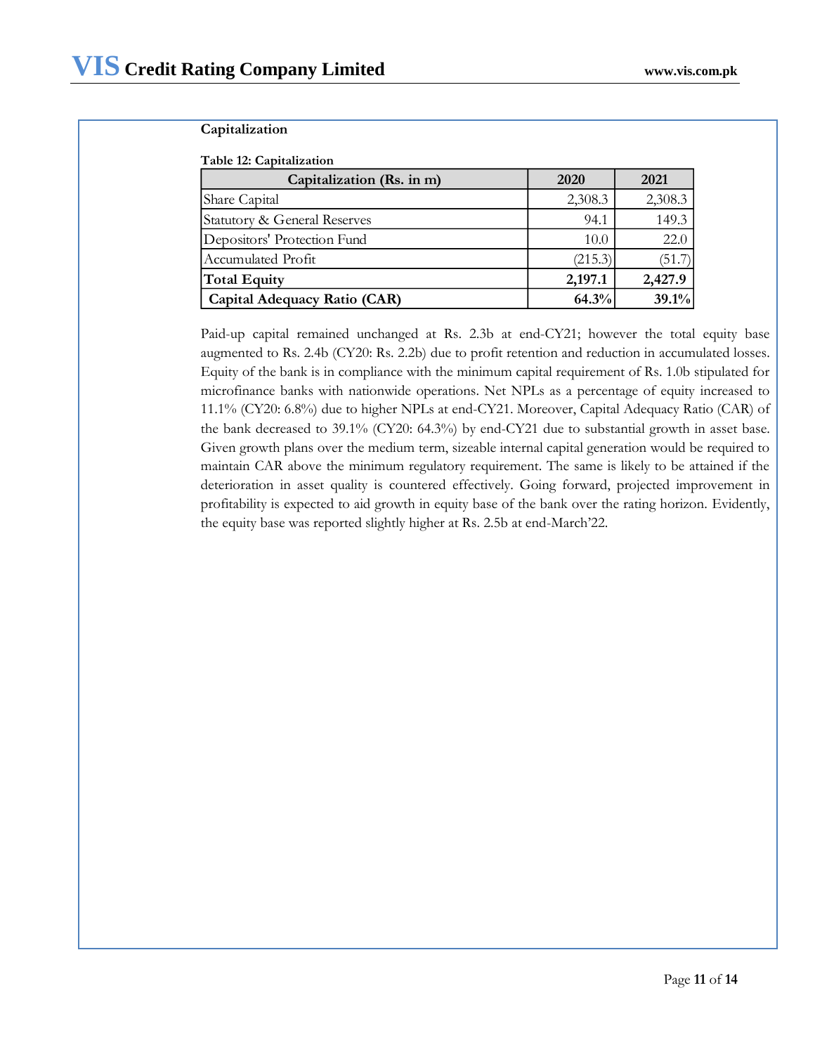**Capitalization**

**Table 12: Capitalization**

| Capitalization (Rs. in m) | 2020 | 2021 |
|---|---|---|
| Share Capital | 2,308.3 | 2,308.3 |
| Statutory & General Reserves | 94.1 | 149.3 |
| Depositors' Protection Fund | 10.0 | 22.0 |
| Accumulated Profit | (215.3) | (51.7) |
| **Total Equity** | **2,197.1** | **2,427.9** |
| **Capital Adequacy Ratio (CAR)** | **64.3%** | **39.1%** |

Paid-up capital remained unchanged at Rs. 2.3b at end-CY21; however the total equity base augmented to Rs. 2.4b (CY20: Rs. 2.2b) due to profit retention and reduction in accumulated losses. Equity of the bank is in compliance with the minimum capital requirement of Rs. 1.0b stipulated for microfinance banks with nationwide operations. Net NPLs as a percentage of equity increased to 11.1% (CY20: 6.8%) due to higher NPLs at end-CY21. Moreover, Capital Adequacy Ratio (CAR) of the bank decreased to 39.1% (CY20: 64.3%) by end-CY21 due to substantial growth in asset base. Given growth plans over the medium term, sizeable internal capital generation would be required to maintain CAR above the minimum regulatory requirement. The same is likely to be attained if the deterioration in asset quality is countered effectively. Going forward, projected improvement in profitability is expected to aid growth in equity base of the bank over the rating horizon. Evidently, the equity base was reported slightly higher at Rs. 2.5b at end-March'22.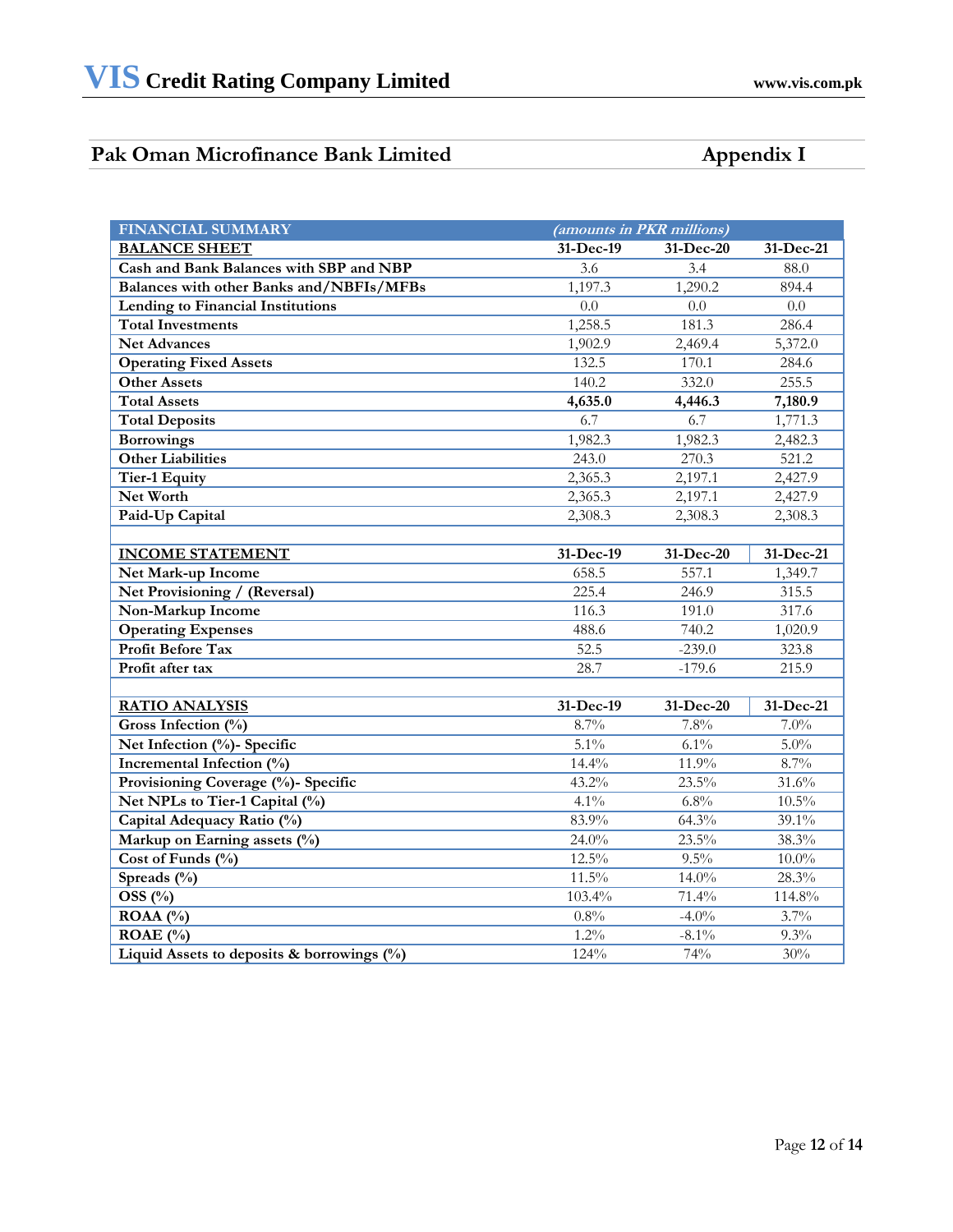## Pak Oman Microfinance Bank Limited — Appendix I

| FINANCIAL SUMMARY | *(amounts in PKR millions)* | | |
|---|---|---|---|
| **BALANCE SHEET** | **31-Dec-19** | **31-Dec-20** | **31-Dec-21** |
| **Cash and Bank Balances with SBP and NBP** | 3.6 | 3.4 | 88.0 |
| **Balances with other Banks and/NBFIs/MFBs** | 1,197.3 | 1,290.2 | 894.4 |
| **Lending to Financial Institutions** | 0.0 | 0.0 | 0.0 |
| **Total Investments** | 1,258.5 | 181.3 | 286.4 |
| **Net Advances** | 1,902.9 | 2,469.4 | 5,372.0 |
| **Operating Fixed Assets** | 132.5 | 170.1 | 284.6 |
| **Other Assets** | 140.2 | 332.0 | 255.5 |
| **Total Assets** | **4,635.0** | **4,446.3** | **7,180.9** |
| **Total Deposits** | 6.7 | 6.7 | 1,771.3 |
| **Borrowings** | 1,982.3 | 1,982.3 | 2,482.3 |
| **Other Liabilities** | 243.0 | 270.3 | 521.2 |
| **Tier-1 Equity** | 2,365.3 | 2,197.1 | 2,427.9 |
| **Net Worth** | 2,365.3 | 2,197.1 | 2,427.9 |
| **Paid-Up Capital** | 2,308.3 | 2,308.3 | 2,308.3 |
| | | | |
| **INCOME STATEMENT** | **31-Dec-19** | **31-Dec-20** | **31-Dec-21** |
| **Net Mark-up Income** | 658.5 | 557.1 | 1,349.7 |
| **Net Provisioning / (Reversal)** | 225.4 | 246.9 | 315.5 |
| **Non-Markup Income** | 116.3 | 191.0 | 317.6 |
| **Operating Expenses** | 488.6 | 740.2 | 1,020.9 |
| **Profit Before Tax** | 52.5 | -239.0 | 323.8 |
| **Profit after tax** | 28.7 | -179.6 | 215.9 |
| | | | |
| **RATIO ANALYSIS** | **31-Dec-19** | **31-Dec-20** | **31-Dec-21** |
| **Gross Infection (%)** | 8.7% | 7.8% | 7.0% |
| **Net Infection (%)- Specific** | 5.1% | 6.1% | 5.0% |
| **Incremental Infection (%)** | 14.4% | 11.9% | 8.7% |
| **Provisioning Coverage (%)- Specific** | 43.2% | 23.5% | 31.6% |
| **Net NPLs to Tier-1 Capital (%)** | 4.1% | 6.8% | 10.5% |
| **Capital Adequacy Ratio (%)** | 83.9% | 64.3% | 39.1% |
| **Markup on Earning assets (%)** | 24.0% | 23.5% | 38.3% |
| **Cost of Funds (%)** | 12.5% | 9.5% | 10.0% |
| **Spreads (%)** | 11.5% | 14.0% | 28.3% |
| **OSS (%)** | 103.4% | 71.4% | 114.8% |
| **ROAA (%)** | 0.8% | -4.0% | 3.7% |
| **ROAE (%)** | 1.2% | -8.1% | 9.3% |
| **Liquid Assets to deposits & borrowings (%)** | 124% | 74% | 30% |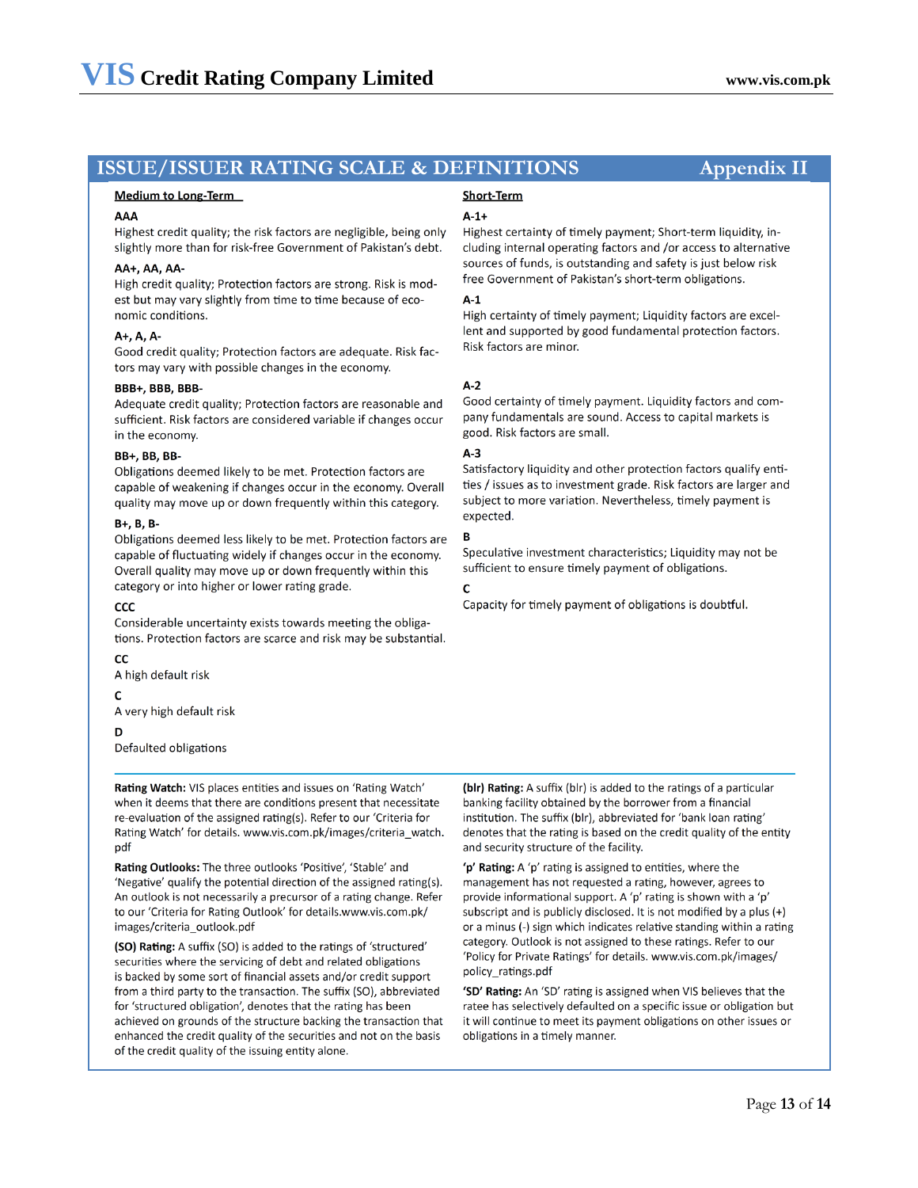## ISSUE/ISSUER RATING SCALE & DEFINITIONS — Appendix II

### Medium to Long-Term

**AAA**
Highest credit quality; the risk factors are negligible, being only slightly more than for risk-free Government of Pakistan's debt.

**AA+, AA, AA-**
High credit quality; Protection factors are strong. Risk is modest but may vary slightly from time to time because of economic conditions.

**A+, A, A-**
Good credit quality; Protection factors are adequate. Risk factors may vary with possible changes in the economy.

**BBB+, BBB, BBB-**
Adequate credit quality; Protection factors are reasonable and sufficient. Risk factors are considered variable if changes occur in the economy.

**BB+, BB, BB-**
Obligations deemed likely to be met. Protection factors are capable of weakening if changes occur in the economy. Overall quality may move up or down frequently within this category.

**B+, B, B-**
Obligations deemed less likely to be met. Protection factors are capable of fluctuating widely if changes occur in the economy. Overall quality may move up or down frequently within this category or into higher or lower rating grade.

**CCC**
Considerable uncertainty exists towards meeting the obligations. Protection factors are scarce and risk may be substantial.

**CC**
A high default risk

**C**
A very high default risk

**D**
Defaulted obligations

### Short-Term

**A-1+**
Highest certainty of timely payment; Short-term liquidity, including internal operating factors and /or access to alternative sources of funds, is outstanding and safety is just below risk free Government of Pakistan's short-term obligations.

**A-1**
High certainty of timely payment; Liquidity factors are excellent and supported by good fundamental protection factors. Risk factors are minor.

**A-2**
Good certainty of timely payment. Liquidity factors and company fundamentals are sound. Access to capital markets is good. Risk factors are small.

**A-3**
Satisfactory liquidity and other protection factors qualify entities / issues as to investment grade. Risk factors are larger and subject to more variation. Nevertheless, timely payment is expected.

**B**
Speculative investment characteristics; Liquidity may not be sufficient to ensure timely payment of obligations.

**C**
Capacity for timely payment of obligations is doubtful.

---

**Rating Watch:** VIS places entities and issues on 'Rating Watch' when it deems that there are conditions present that necessitate re-evaluation of the assigned rating(s). Refer to our 'Criteria for Rating Watch' for details. www.vis.com.pk/images/criteria_watch.pdf

**Rating Outlooks:** The three outlooks 'Positive', 'Stable' and 'Negative' qualify the potential direction of the assigned rating(s). An outlook is not necessarily a precursor of a rating change. Refer to our 'Criteria for Rating Outlook' for details.www.vis.com.pk/images/criteria_outlook.pdf

**(SO) Rating:** A suffix (SO) is added to the ratings of 'structured' securities where the servicing of debt and related obligations is backed by some sort of financial assets and/or credit support from a third party to the transaction. The suffix (SO), abbreviated for 'structured obligation', denotes that the rating has been achieved on grounds of the structure backing the transaction that enhanced the credit quality of the securities and not on the basis of the credit quality of the issuing entity alone.

**(blr) Rating:** A suffix (blr) is added to the ratings of a particular banking facility obtained by the borrower from a financial institution. The suffix (blr), abbreviated for 'bank loan rating' denotes that the rating is based on the credit quality of the entity and security structure of the facility.

**'p' Rating:** A 'p' rating is assigned to entities, where the management has not requested a rating, however, agrees to provide informational support. A 'p' rating is shown with a 'p' subscript and is publicly disclosed. It is not modified by a plus (+) or a minus (-) sign which indicates relative standing within a rating category. Outlook is not assigned to these ratings. Refer to our 'Policy for Private Ratings' for details. www.vis.com.pk/images/policy_ratings.pdf

**'SD' Rating:** An 'SD' rating is assigned when VIS believes that the ratee has selectively defaulted on a specific issue or obligation but it will continue to meet its payment obligations on other issues or obligations in a timely manner.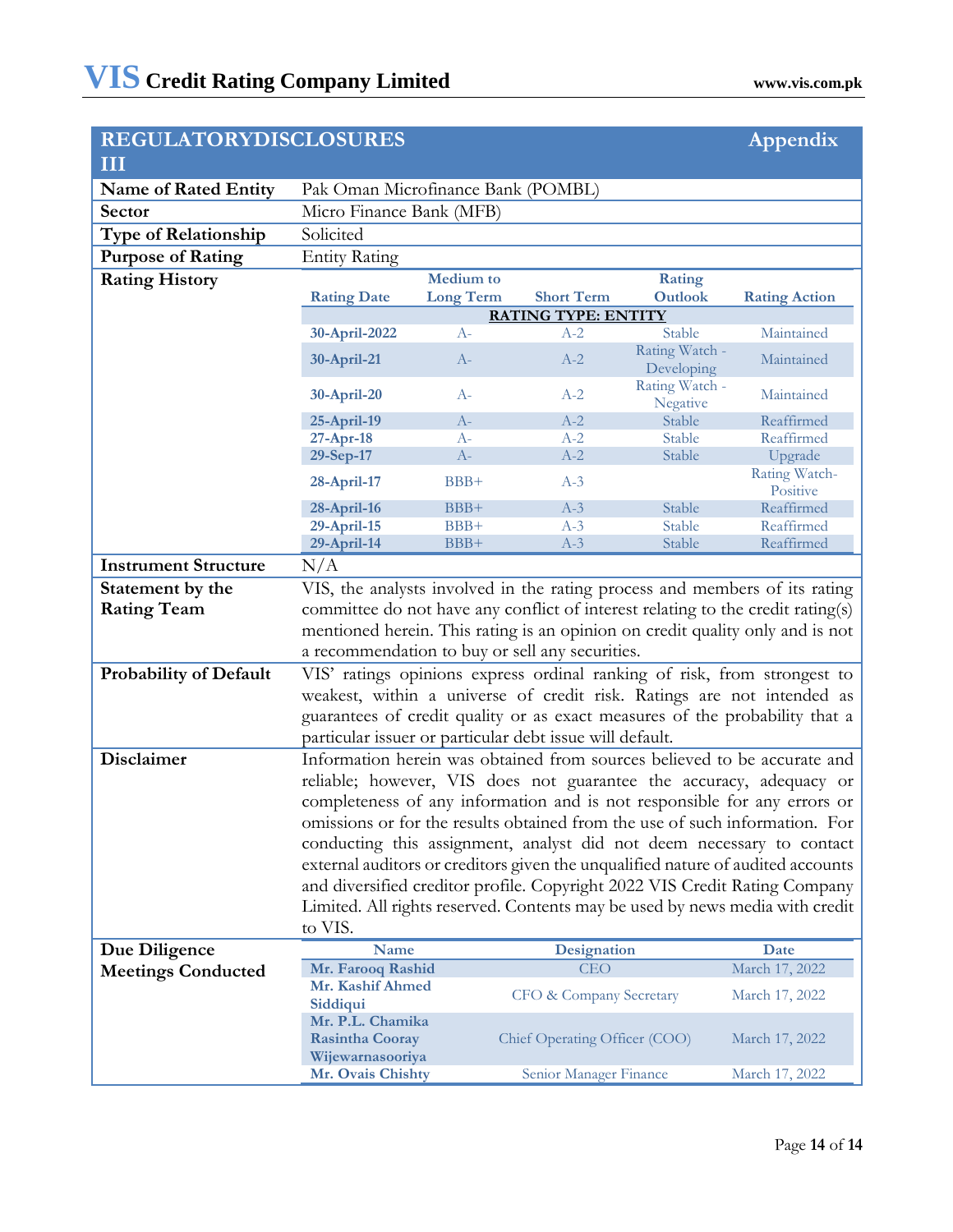## REGULATORYDISCLOSURES Appendix III

| | |
|---|---|
| **Name of Rated Entity** | Pak Oman Microfinance Bank (POMBL) |
| **Sector** | Micro Finance Bank (MFB) |
| **Type of Relationship** | Solicited |
| **Purpose of Rating** | Entity Rating |

**Rating History**

| Rating Date | Medium to Long Term | Short Term | Rating Outlook | Rating Action |
|---|---|---|---|---|
| **RATING TYPE: ENTITY** | | | | |
| 30-April-2022 | A- | A-2 | Stable | Maintained |
| 30-April-21 | A- | A-2 | Rating Watch - Developing | Maintained |
| 30-April-20 | A- | A-2 | Rating Watch - Negative | Maintained |
| 25-April-19 | A- | A-2 | Stable | Reaffirmed |
| 27-Apr-18 | A- | A-2 | Stable | Reaffirmed |
| 29-Sep-17 | A- | A-2 | Stable | Upgrade |
| 28-April-17 | BBB+ | A-3 | | Rating Watch-Positive |
| 28-April-16 | BBB+ | A-3 | Stable | Reaffirmed |
| 29-April-15 | BBB+ | A-3 | Stable | Reaffirmed |
| 29-April-14 | BBB+ | A-3 | Stable | Reaffirmed |

**Instrument Structure**: N/A

**Statement by the Rating Team**: VIS, the analysts involved in the rating process and members of its rating committee do not have any conflict of interest relating to the credit rating(s) mentioned herein. This rating is an opinion on credit quality only and is not a recommendation to buy or sell any securities.

**Probability of Default**: VIS' ratings opinions express ordinal ranking of risk, from strongest to weakest, within a universe of credit risk. Ratings are not intended as guarantees of credit quality or as exact measures of the probability that a particular issuer or particular debt issue will default.

**Disclaimer**: Information herein was obtained from sources believed to be accurate and reliable; however, VIS does not guarantee the accuracy, adequacy or completeness of any information and is not responsible for any errors or omissions or for the results obtained from the use of such information. For conducting this assignment, analyst did not deem necessary to contact external auditors or creditors given the unqualified nature of audited accounts and diversified creditor profile. Copyright 2022 VIS Credit Rating Company Limited. All rights reserved. Contents may be used by news media with credit to VIS.

**Due Diligence Meetings Conducted**

| Name | Designation | Date |
|---|---|---|
| Mr. Farooq Rashid | CEO | March 17, 2022 |
| Mr. Kashif Ahmed Siddiqui | CFO & Company Secretary | March 17, 2022 |
| Mr. P.L. Chamika Rasintha Cooray Wijewarnasooriya | Chief Operating Officer (COO) | March 17, 2022 |
| Mr. Ovais Chishty | Senior Manager Finance | March 17, 2022 |